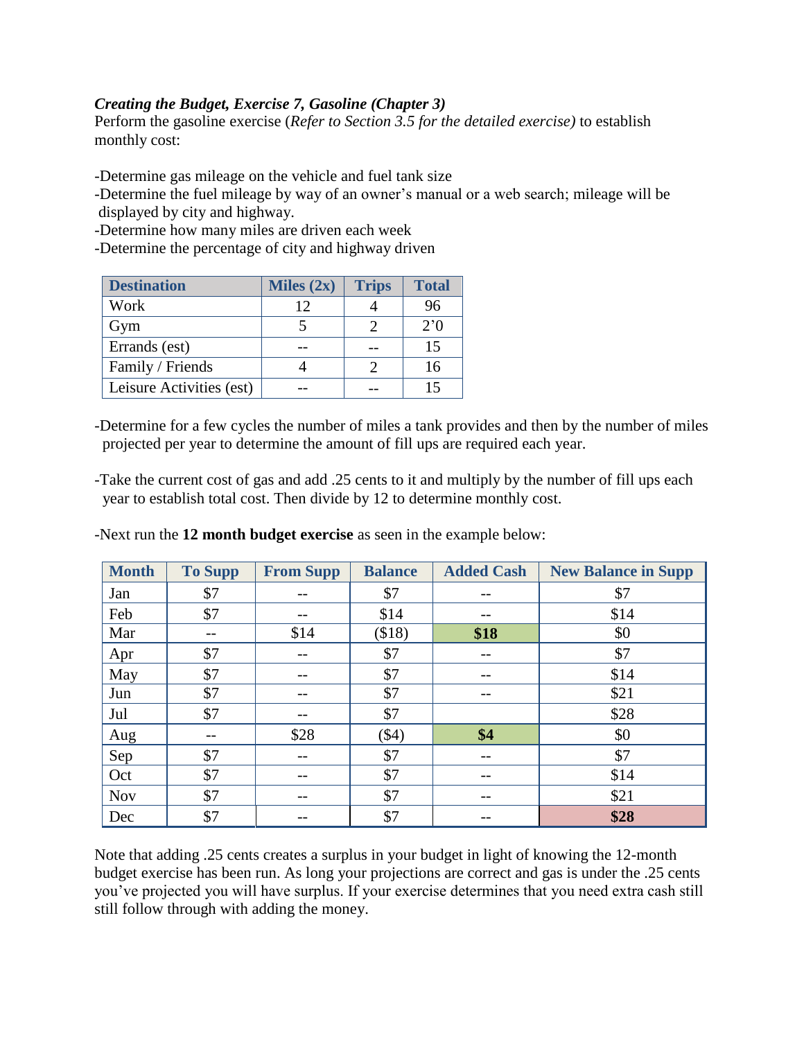***Creating the Budget, Exercise 7, Gasoline (Chapter 3)***

Perform the gasoline exercise (*Refer to Section 3.5 for the detailed exercise)* to establish monthly cost:

-Determine gas mileage on the vehicle and fuel tank size
-Determine the fuel mileage by way of an owner's manual or a web search; mileage will be displayed by city and highway.
-Determine how many miles are driven each week
-Determine the percentage of city and highway driven

| Destination | Miles (2x) | Trips | Total |
|---|---|---|---|
| Work | 12 | 4 | 96 |
| Gym | 5 | 2 | 2'0 |
| Errands (est) | -- | -- | 15 |
| Family / Friends | 4 | 2 | 16 |
| Leisure Activities (est) | -- | -- | 15 |

-Determine for a few cycles the number of miles a tank provides and then by the number of miles projected per year to determine the amount of fill ups are required each year.

-Take the current cost of gas and add .25 cents to it and multiply by the number of fill ups each year to establish total cost. Then divide by 12 to determine monthly cost.

-Next run the **12 month budget exercise** as seen in the example below:

| Month | To Supp | From Supp | Balance | Added Cash | New Balance in Supp |
|---|---|---|---|---|---|
| Jan | $7 | -- | $7 | -- | $7 |
| Feb | $7 | -- | $14 | -- | $14 |
| Mar | -- | $14 | ($18) | **$18** | $0 |
| Apr | $7 | -- | $7 | -- | $7 |
| May | $7 | -- | $7 | -- | $14 |
| Jun | $7 | -- | $7 | -- | $21 |
| Jul | $7 | -- | $7 | | $28 |
| Aug | -- | $28 | ($4) | **$4** | $0 |
| Sep | $7 | -- | $7 | -- | $7 |
| Oct | $7 | -- | $7 | -- | $14 |
| Nov | $7 | -- | $7 | -- | $21 |
| Dec | $7 | -- | $7 | -- | **$28** |

Note that adding .25 cents creates a surplus in your budget in light of knowing the 12-month budget exercise has been run. As long your projections are correct and gas is under the .25 cents you've projected you will have surplus. If your exercise determines that you need extra cash still still follow through with adding the money.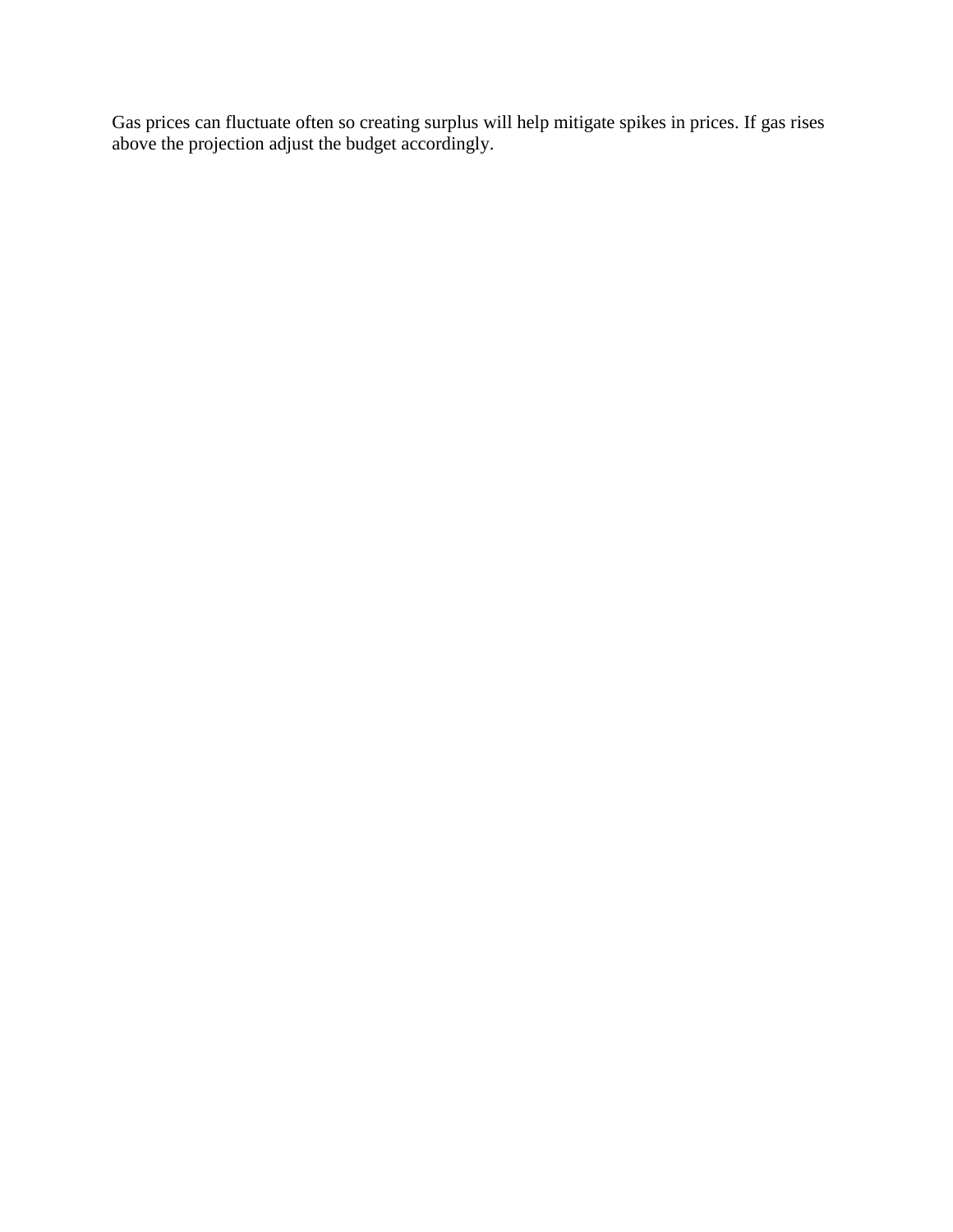Gas prices can fluctuate often so creating surplus will help mitigate spikes in prices. If gas rises above the projection adjust the budget accordingly.